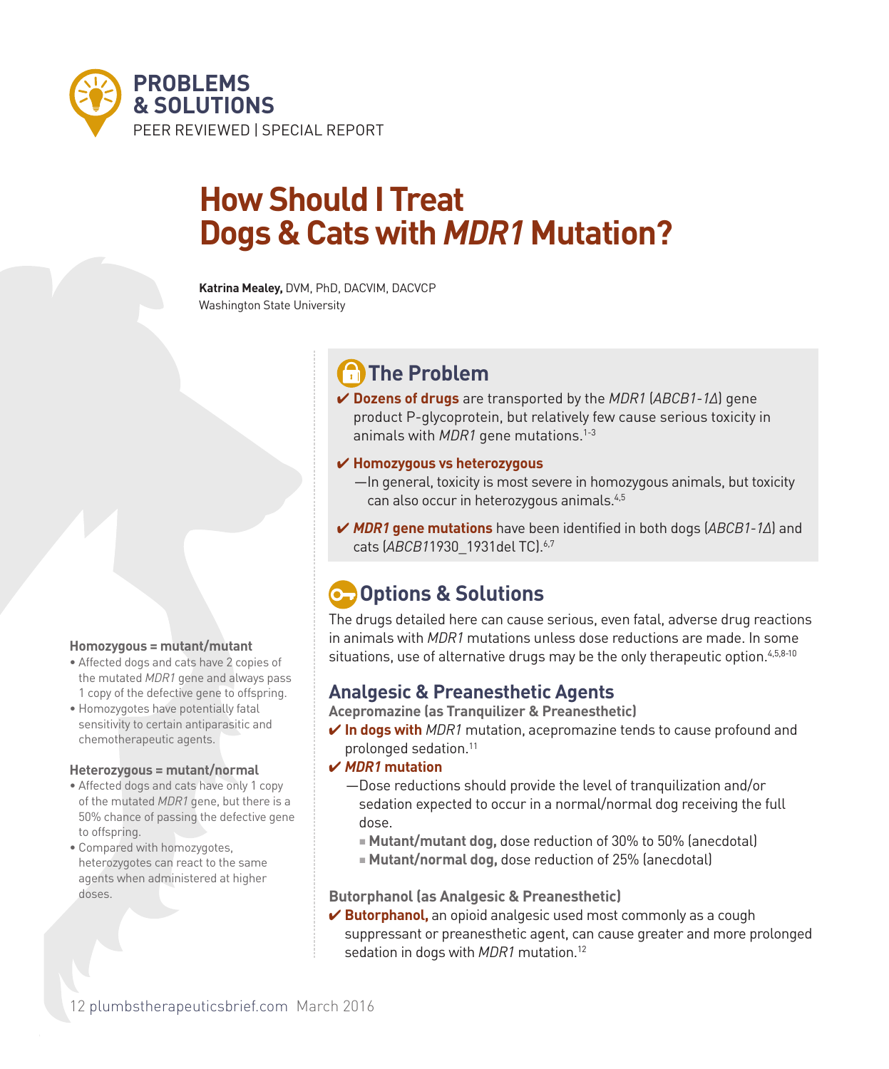PROBLEMS & SOLUTIONS

PEER REVIEWED | SPECIAL REPORT

# How Should I Treat Dogs & Cats with *MDR1* Mutation?

**Katrina Mealey,** DVM, PhD, DACVIM, DACVCP
Washington State University

## The Problem

- ✔ **Dozens of drugs** are transported by the *MDR1* (*ABCB1-1Δ*) gene product P-glycoprotein, but relatively few cause serious toxicity in animals with *MDR1* gene mutations.[1-3]
- ✔ **Homozygous vs heterozygous**
  - —In general, toxicity is most severe in homozygous animals, but toxicity can also occur in heterozygous animals.[4,5]
- ✔ ***MDR1* gene mutations** have been identified in both dogs (*ABCB1-1Δ*) and cats (*ABCB1*1930_1931del TC).[6,7]

## Options & Solutions

The drugs detailed here can cause serious, even fatal, adverse drug reactions in animals with *MDR1* mutations unless dose reductions are made. In some situations, use of alternative drugs may be the only therapeutic option.[4,5,8-10]

### Analgesic & Preanesthetic Agents

**Acepromazine (as Tranquilizer & Preanesthetic)**

- ✔ **In dogs with** *MDR1* mutation, acepromazine tends to cause profound and prolonged sedation.[11]
- ✔ ***MDR1* mutation**
  - —Dose reductions should provide the level of tranquilization and/or sedation expected to occur in a normal/normal dog receiving the full dose.
    - **Mutant/mutant dog,** dose reduction of 30% to 50% (anecdotal)
    - **Mutant/normal dog,** dose reduction of 25% (anecdotal)

**Butorphanol (as Analgesic & Preanesthetic)**

- ✔ **Butorphanol,** an opioid analgesic used most commonly as a cough suppressant or preanesthetic agent, can cause greater and more prolonged sedation in dogs with *MDR1* mutation.[12]

**Homozygous = mutant/mutant**

- Affected dogs and cats have 2 copies of the mutated *MDR1* gene and always pass 1 copy of the defective gene to offspring.
- Homozygotes have potentially fatal sensitivity to certain antiparasitic and chemotherapeutic agents.

**Heterozygous = mutant/normal**

- Affected dogs and cats have only 1 copy of the mutated *MDR1* gene, but there is a 50% chance of passing the defective gene to offspring.
- Compared with homozygotes, heterozygotes can react to the same agents when administered at higher doses.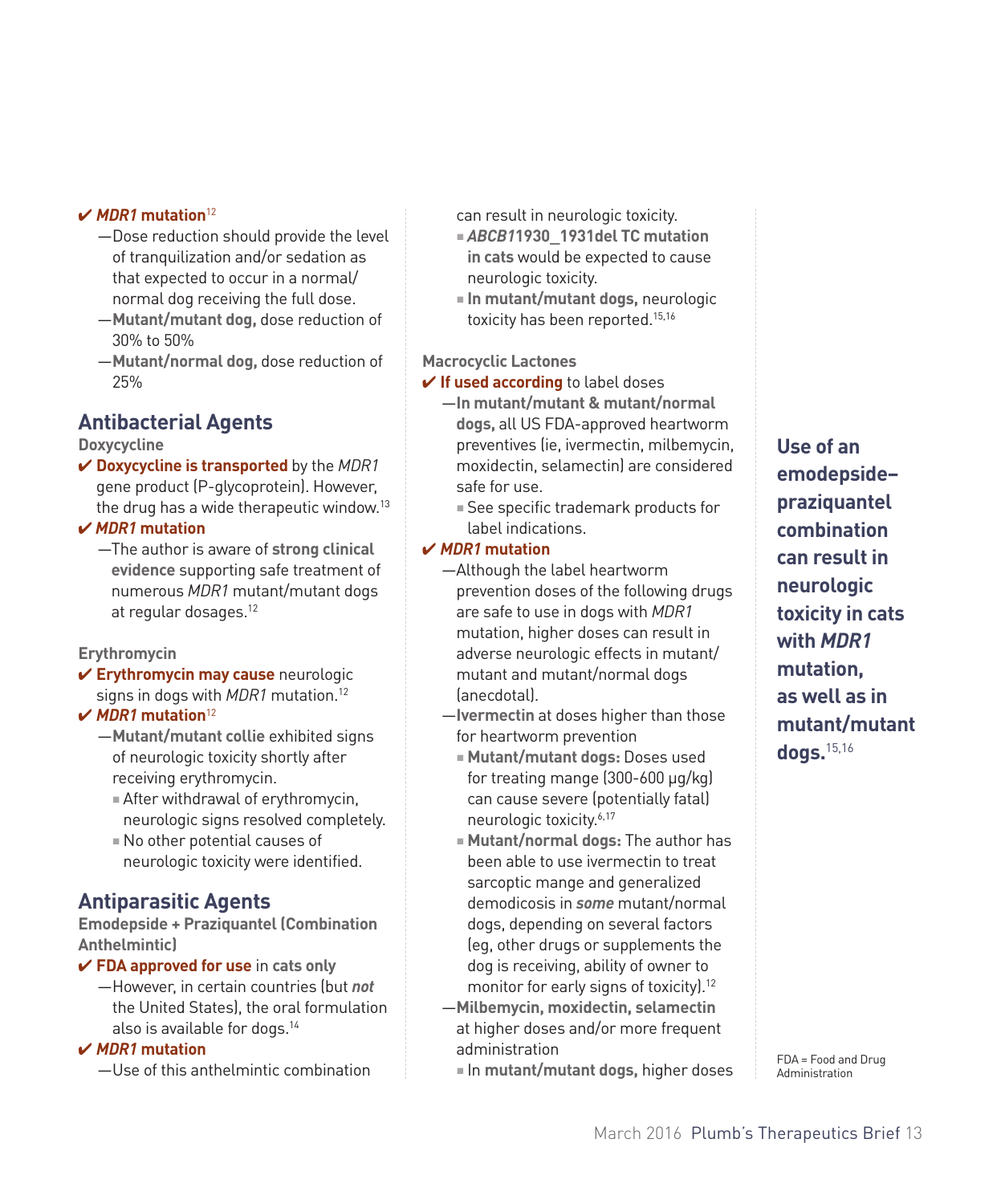✔ ***MDR1*** **mutation**[12]

- Dose reduction should provide the level of tranquilization and/or sedation as that expected to occur in a normal/normal dog receiving the full dose.
- **Mutant/mutant dog,** dose reduction of 30% to 50%
- **Mutant/normal dog,** dose reduction of 25%

## Antibacterial Agents

### Doxycycline

✔ **Doxycycline is transported** by the *MDR1* gene product (P-glycoprotein). However, the drug has a wide therapeutic window.[13]

✔ ***MDR1*** **mutation**

- The author is aware of **strong clinical evidence** supporting safe treatment of numerous *MDR1* mutant/mutant dogs at regular dosages.[12]

### Erythromycin

✔ **Erythromycin may cause** neurologic signs in dogs with *MDR1* mutation.[12]

✔ ***MDR1*** **mutation**[12]

- **Mutant/mutant collie** exhibited signs of neurologic toxicity shortly after receiving erythromycin.
  - After withdrawal of erythromycin, neurologic signs resolved completely.
  - No other potential causes of neurologic toxicity were identified.

## Antiparasitic Agents

### Emodepside + Praziquantel (Combination Anthelmintic)

✔ **FDA approved for use** in **cats only**

- However, in certain countries (but ***not*** the United States), the oral formulation also is available for dogs.[14]

✔ ***MDR1*** **mutation**

- Use of this anthelmintic combination can result in neurologic toxicity.
  - ***ABCB1*** **1930_1931del TC mutation in cats** would be expected to cause neurologic toxicity.
  - **In mutant/mutant dogs,** neurologic toxicity has been reported.[15,16]

### Macrocyclic Lactones

✔ **If used according** to label doses

- **In mutant/mutant & mutant/normal dogs,** all US FDA-approved heartworm preventives (ie, ivermectin, milbemycin, moxidectin, selamectin) are considered safe for use.
  - See specific trademark products for label indications.

✔ ***MDR1*** **mutation**

- Although the label heartworm prevention doses of the following drugs are safe to use in dogs with *MDR1* mutation, higher doses can result in adverse neurologic effects in mutant/mutant and mutant/normal dogs (anecdotal).
- **Ivermectin** at doses higher than those for heartworm prevention
  - **Mutant/mutant dogs:** Doses used for treating mange (300-600 µg/kg) can cause severe (potentially fatal) neurologic toxicity.[6,17]
  - **Mutant/normal dogs:** The author has been able to use ivermectin to treat sarcoptic mange and generalized demodicosis in ***some*** mutant/normal dogs, depending on several factors (eg, other drugs or supplements the dog is receiving, ability of owner to monitor for early signs of toxicity).[12]
- **Milbemycin, moxidectin, selamectin** at higher doses and/or more frequent administration
  - In **mutant/mutant dogs,** higher doses

**Use of an emodepside–praziquantel combination can result in neurologic toxicity in cats with *MDR1* mutation, as well as in mutant/mutant dogs.**[15,16]

FDA = Food and Drug Administration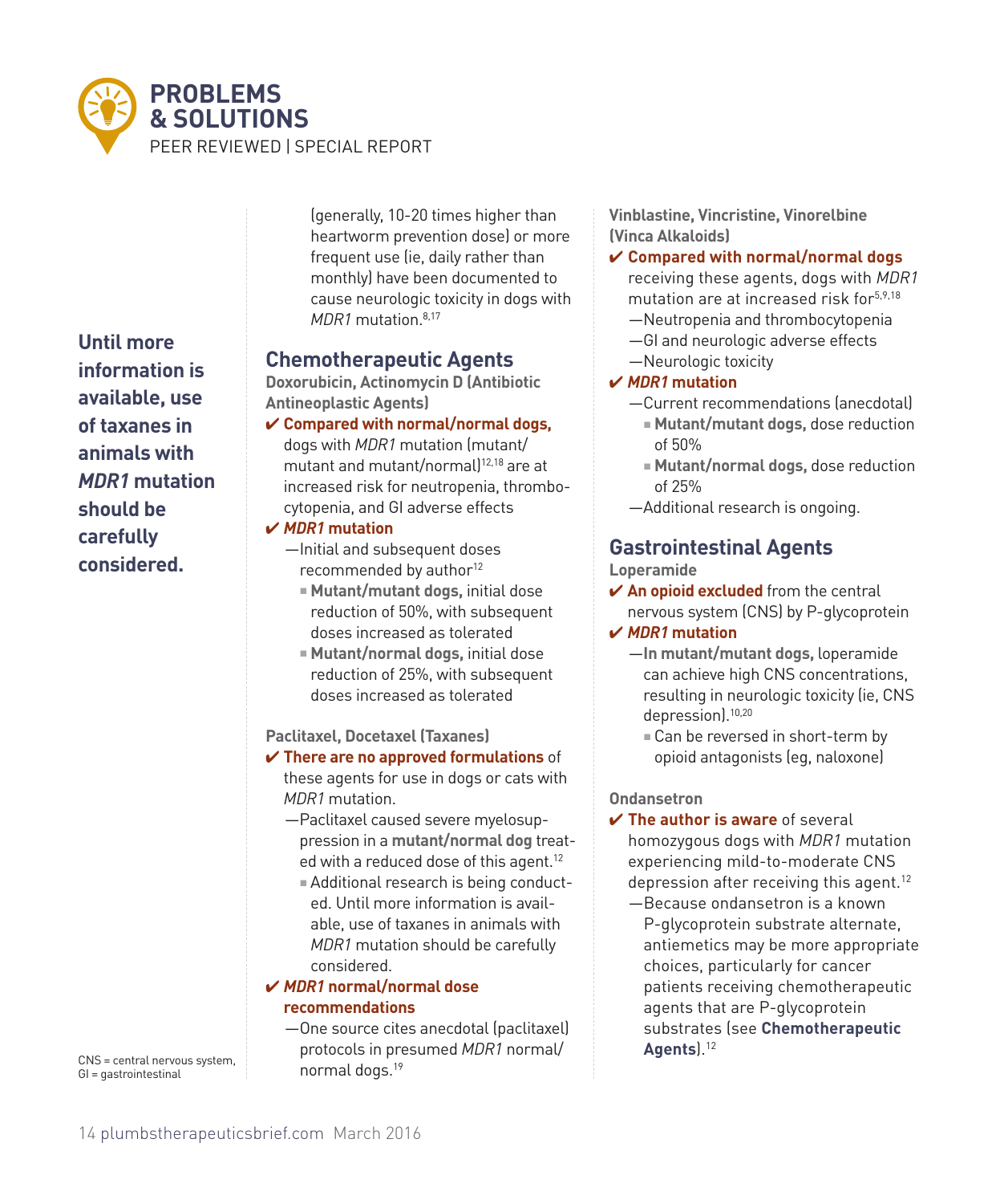(generally, 10-20 times higher than heartworm prevention dose) or more frequent use (ie, daily rather than monthly) have been documented to cause neurologic toxicity in dogs with *MDR1* mutation.[8,17]

## Chemotherapeutic Agents

**Doxorubicin, Actinomycin D (Antibiotic Antineoplastic Agents)**

- ✔ **Compared with normal/normal dogs,** dogs with *MDR1* mutation (mutant/mutant and mutant/normal)[12,18] are at increased risk for neutropenia, thrombocytopenia, and GI adverse effects
- ✔ ***MDR1* mutation**
  - —Initial and subsequent doses recommended by author[12]
    - **Mutant/mutant dogs,** initial dose reduction of 50%, with subsequent doses increased as tolerated
    - **Mutant/normal dogs,** initial dose reduction of 25%, with subsequent doses increased as tolerated

**Paclitaxel, Docetaxel (Taxanes)**

- ✔ **There are no approved formulations** of these agents for use in dogs or cats with *MDR1* mutation.
  - —Paclitaxel caused severe myelosuppression in a **mutant/normal dog** treated with a reduced dose of this agent.[12]
    - Additional research is being conducted. Until more information is available, use of taxanes in animals with *MDR1* mutation should be carefully considered.
- ✔ ***MDR1* normal/normal dose recommendations**
  - —One source cites anecdotal (paclitaxel) protocols in presumed *MDR1* normal/normal dogs.[19]

**Until more information is available, use of taxanes in animals with *MDR1* mutation should be carefully considered.**

**Vinblastine, Vincristine, Vinorelbine (Vinca Alkaloids)**

- ✔ **Compared with normal/normal dogs** receiving these agents, dogs with *MDR1* mutation are at increased risk for[5,9,18]
  - —Neutropenia and thrombocytopenia
  - —GI and neurologic adverse effects
  - —Neurologic toxicity
- ✔ ***MDR1* mutation**
  - —Current recommendations (anecdotal)
    - **Mutant/mutant dogs,** dose reduction of 50%
    - **Mutant/normal dogs,** dose reduction of 25%
  - —Additional research is ongoing.

## Gastrointestinal Agents

**Loperamide**

- ✔ **An opioid excluded** from the central nervous system (CNS) by P-glycoprotein
- ✔ ***MDR1* mutation**
  - —**In mutant/mutant dogs,** loperamide can achieve high CNS concentrations, resulting in neurologic toxicity (ie, CNS depression).[10,20]
    - Can be reversed in short-term by opioid antagonists (eg, naloxone)

**Ondansetron**

- ✔ **The author is aware** of several homozygous dogs with *MDR1* mutation experiencing mild-to-moderate CNS depression after receiving this agent.[12]
  - —Because ondansetron is a known P-glycoprotein substrate alternate, antiemetics may be more appropriate choices, particularly for cancer patients receiving chemotherapeutic agents that are P-glycoprotein substrates (see **Chemotherapeutic Agents**).[12]

CNS = central nervous system, GI = gastrointestinal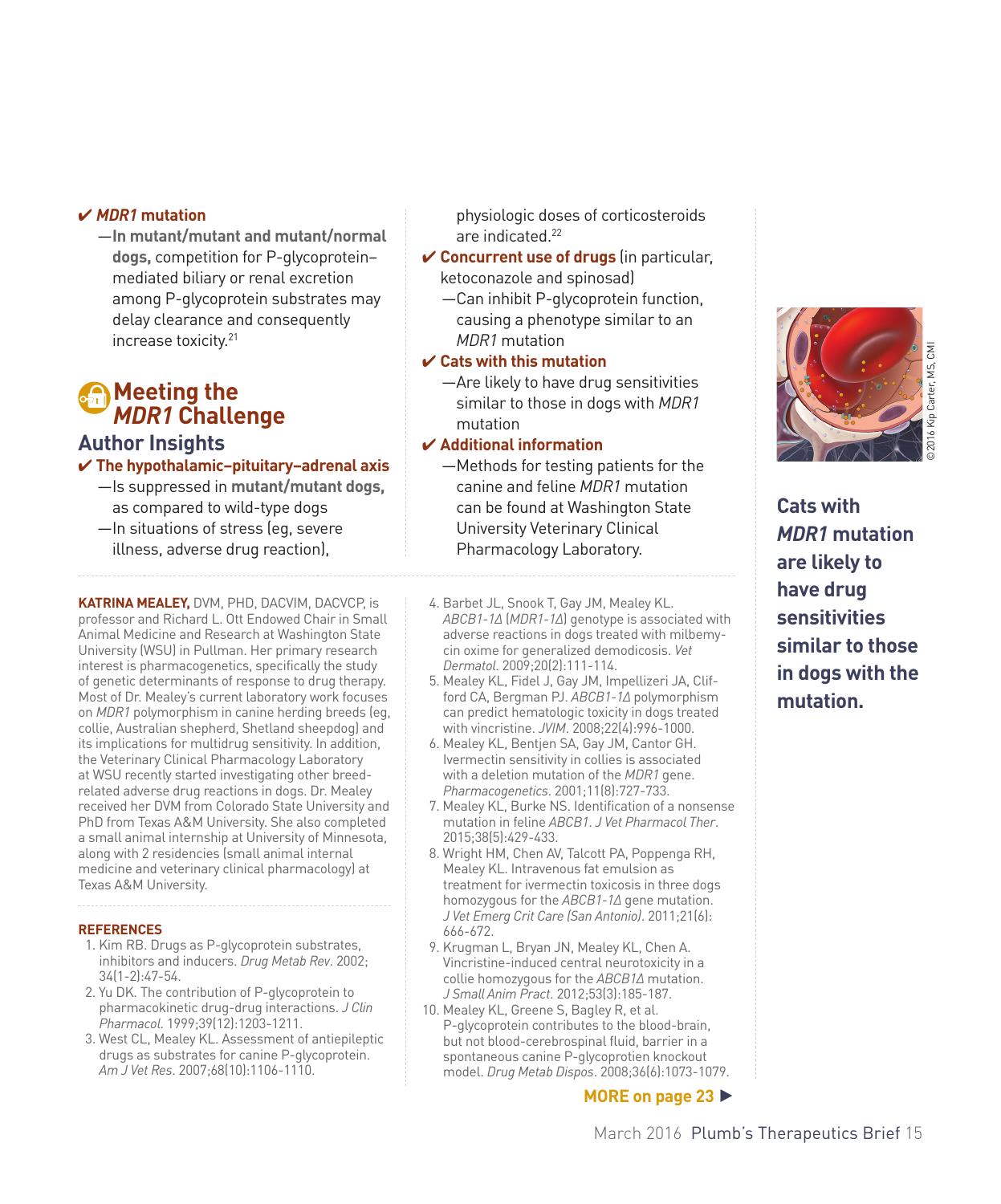✔ ***MDR1* mutation**

- —**In mutant/mutant and mutant/normal dogs,** competition for P-glycoprotein–mediated biliary or renal excretion among P-glycoprotein substrates may delay clearance and consequently increase toxicity.[21]

## Meeting the *MDR1* Challenge

### Author Insights

✔ **The hypothalamic–pituitary–adrenal axis**

- —Is suppressed in **mutant/mutant dogs,** as compared to wild-type dogs
- —In situations of stress (eg, severe illness, adverse drug reaction), physiologic doses of corticosteroids are indicated.[22]

✔ **Concurrent use of drugs** (in particular, ketoconazole and spinosad)

- —Can inhibit P-glycoprotein function, causing a phenotype similar to an *MDR1* mutation

✔ **Cats with this mutation**

- —Are likely to have drug sensitivities similar to those in dogs with *MDR1* mutation

✔ **Additional information**

- —Methods for testing patients for the canine and feline *MDR1* mutation can be found at Washington State University Veterinary Clinical Pharmacology Laboratory.

©2016 Kip Carter, MS, CMI

**Cats with *MDR1* mutation are likely to have drug sensitivities similar to those in dogs with the mutation.**

**KATRINA MEALEY,** DVM, PHD, DACVIM, DACVCP, is professor and Richard L. Ott Endowed Chair in Small Animal Medicine and Research at Washington State University (WSU) in Pullman. Her primary research interest is pharmacogenetics, specifically the study of genetic determinants of response to drug therapy. Most of Dr. Mealey's current laboratory work focuses on *MDR1* polymorphism in canine herding breeds (eg, collie, Australian shepherd, Shetland sheepdog) and its implications for multidrug sensitivity. In addition, the Veterinary Clinical Pharmacology Laboratory at WSU recently started investigating other breed-related adverse drug reactions in dogs. Dr. Mealey received her DVM from Colorado State University and PhD from Texas A&M University. She also completed a small animal internship at University of Minnesota, along with 2 residencies (small animal internal medicine and veterinary clinical pharmacology) at Texas A&M University.

### REFERENCES

1. Kim RB. Drugs as P-glycoprotein substrates, inhibitors and inducers. *Drug Metab Rev*. 2002; 34(1-2):47-54.
2. Yu DK. The contribution of P-glycoprotein to pharmacokinetic drug-drug interactions. *J Clin Pharmacol.* 1999;39(12):1203-1211.
3. West CL, Mealey KL. Assessment of antiepileptic drugs as substrates for canine P-glycoprotein. *Am J Vet Res*. 2007;68(10):1106-1110.
4. Barbet JL, Snook T, Gay JM, Mealey KL. *ABCB1-1Δ* (*MDR1-1Δ*) genotype is associated with adverse reactions in dogs treated with milbemycin oxime for generalized demodicosis. *Vet Dermatol*. 2009;20(2):111-114.
5. Mealey KL, Fidel J, Gay JM, Impellizeri JA, Clifford CA, Bergman PJ. *ABCB1-1Δ* polymorphism can predict hematologic toxicity in dogs treated with vincristine. *JVIM*. 2008;22(4):996-1000.
6. Mealey KL, Bentjen SA, Gay JM, Cantor GH. Ivermectin sensitivity in collies is associated with a deletion mutation of the *MDR1* gene. *Pharmacogenetics*. 2001;11(8):727-733.
7. Mealey KL, Burke NS. Identification of a nonsense mutation in feline *ABCB1*. *J Vet Pharmacol Ther*. 2015;38(5):429-433.
8. Wright HM, Chen AV, Talcott PA, Poppenga RH, Mealey KL. Intravenous fat emulsion as treatment for ivermectin toxicosis in three dogs homozygous for the *ABCB1-1Δ* gene mutation. *J Vet Emerg Crit Care (San Antonio)*. 2011;21(6): 666-672.
9. Krugman L, Bryan JN, Mealey KL, Chen A. Vincristine-induced central neurotoxicity in a collie homozygous for the *ABCB1Δ* mutation. *J Small Anim Pract*. 2012;53(3):185-187.
10. Mealey KL, Greene S, Bagley R, et al. P-glycoprotein contributes to the blood-brain, but not blood-cerebrospinal fluid, barrier in a spontaneous canine P-glycoprotien knockout model. *Drug Metab Dispos*. 2008;36(6):1073-1079.

**MORE on page 23 ▶**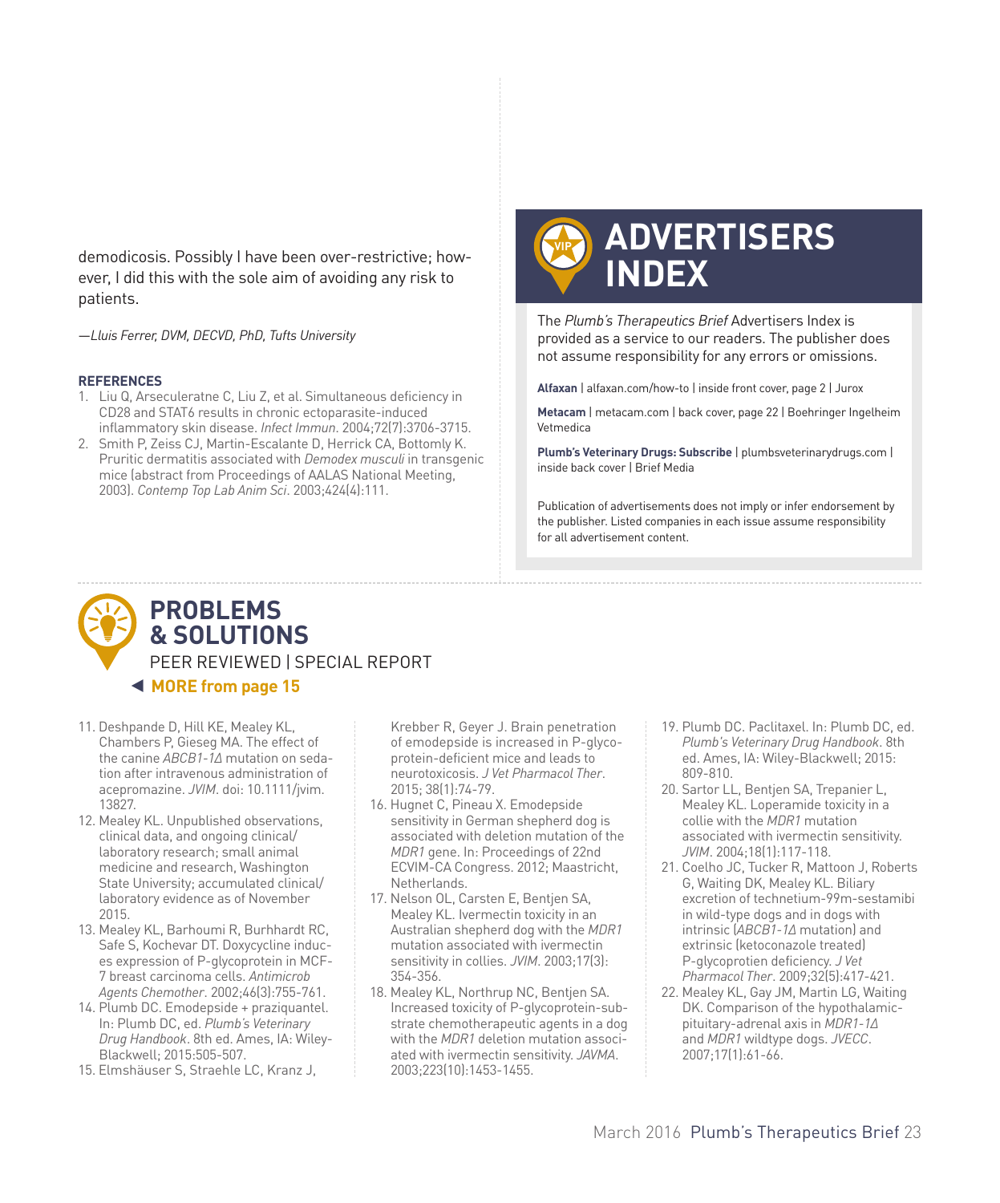demodicosis. Possibly I have been over-restrictive; however, I did this with the sole aim of avoiding any risk to patients.

*—Lluis Ferrer, DVM, DECVD, PhD, Tufts University*

**REFERENCES**

1. Liu Q, Arseculeratne C, Liu Z, et al. Simultaneous deficiency in CD28 and STAT6 results in chronic ectoparasite-induced inflammatory skin disease. *Infect Immun*. 2004;72(7):3706-3715.
2. Smith P, Zeiss CJ, Martin-Escalante D, Herrick CA, Bottomly K. Pruritic dermatitis associated with *Demodex musculi* in transgenic mice (abstract from Proceedings of AALAS National Meeting, 2003). *Contemp Top Lab Anim Sci*. 2003;424(4):111.

# ADVERTISERS INDEX

The *Plumb's Therapeutics Brief* Advertisers Index is provided as a service to our readers. The publisher does not assume responsibility for any errors or omissions.

**Alfaxan** | alfaxan.com/how-to | inside front cover, page 2 | Jurox

**Metacam** | metacam.com | back cover, page 22 | Boehringer Ingelheim Vetmedica

**Plumb's Veterinary Drugs: Subscribe** | plumbsveterinarydrugs.com | inside back cover | Brief Media

Publication of advertisements does not imply or infer endorsement by the publisher. Listed companies in each issue assume responsibility for all advertisement content.

# PROBLEMS & SOLUTIONS

PEER REVIEWED | SPECIAL REPORT

◀ **MORE from page 15**

11. Deshpande D, Hill KE, Mealey KL, Chambers P, Gieseg MA. The effect of the canine *ABCB1-1Δ* mutation on sedation after intravenous administration of acepromazine. *JVIM*. doi: 10.1111/jvim.13827.
12. Mealey KL. Unpublished observations, clinical data, and ongoing clinical/laboratory research; small animal medicine and research, Washington State University; accumulated clinical/laboratory evidence as of November 2015.
13. Mealey KL, Barhoumi R, Burhhardt RC, Safe S, Kochevar DT. Doxycycline induces expression of P-glycoprotein in MCF-7 breast carcinoma cells. *Antimicrob Agents Chemother*. 2002;46(3):755-761.
14. Plumb DC. Emodepside + praziquantel. In: Plumb DC, ed. *Plumb's Veterinary Drug Handbook*. 8th ed. Ames, IA: Wiley-Blackwell; 2015:505-507.
15. Elmshäuser S, Straehle LC, Kranz J, Krebber R, Geyer J. Brain penetration of emodepside is increased in P-glycoprotein-deficient mice and leads to neurotoxicosis. *J Vet Pharmacol Ther*. 2015; 38(1):74-79.
16. Hugnet C, Pineau X. Emodepside sensitivity in German shepherd dog is associated with deletion mutation of the *MDR1* gene. In: Proceedings of 22nd ECVIM-CA Congress. 2012; Maastricht, Netherlands.
17. Nelson OL, Carsten E, Bentjen SA, Mealey KL. Ivermectin toxicity in an Australian shepherd dog with the *MDR1* mutation associated with ivermectin sensitivity in collies. *JVIM*. 2003;17(3):354-356.
18. Mealey KL, Northrup NC, Bentjen SA. Increased toxicity of P-glycoprotein-substrate chemotherapeutic agents in a dog with the *MDR1* deletion mutation associated with ivermectin sensitivity. *JAVMA*. 2003;223(10):1453-1455.
19. Plumb DC. Paclitaxel. In: Plumb DC, ed. *Plumb's Veterinary Drug Handbook*. 8th ed. Ames, IA: Wiley-Blackwell; 2015: 809-810.
20. Sartor LL, Bentjen SA, Trepanier L, Mealey KL. Loperamide toxicity in a collie with the *MDR1* mutation associated with ivermectin sensitivity. *JVIM*. 2004;18(1):117-118.
21. Coelho JC, Tucker R, Mattoon J, Roberts G, Waiting DK, Mealey KL. Biliary excretion of technetium-99m-sestamibi in wild-type dogs and in dogs with intrinsic (*ABCB1-1Δ* mutation) and extrinsic (ketoconazole treated) P-glycoprotien deficiency. *J Vet Pharmacol Ther*. 2009;32(5):417-421.
22. Mealey KL, Gay JM, Martin LG, Waiting DK. Comparison of the hypothalamic-pituitary-adrenal axis in *MDR1-1Δ* and *MDR1* wildtype dogs. *JVECC*. 2007;17(1):61-66.